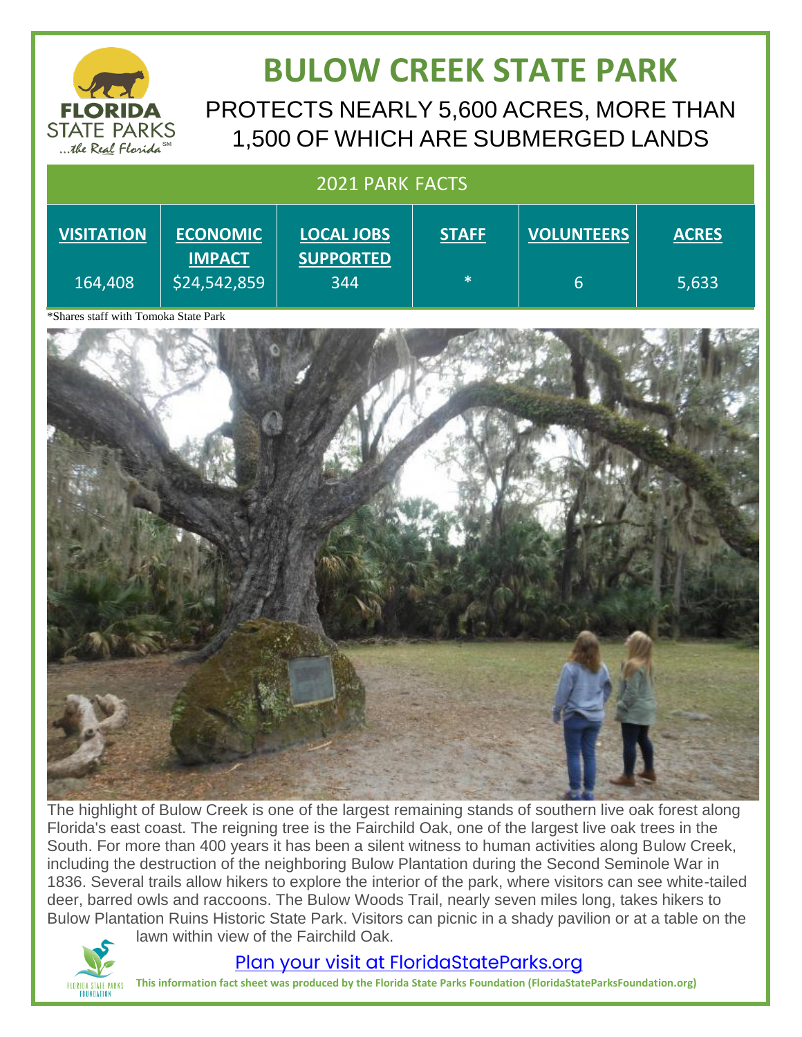FLORIDA STATE PARKS ...the Real Florida℠

# BULOW CREEK STATE PARK

## PROTECTS NEARLY 5,600 ACRES, MORE THAN 1,500 OF WHICH ARE SUBMERGED LANDS

| 2021 PARK FACTS | | | | | |
|---|---|---|---|---|---|
| **VISITATION** | **ECONOMIC IMPACT** | **LOCAL JOBS SUPPORTED** | **STAFF** | **VOLUNTEERS** | **ACRES** |
| 164,408 | $24,542,859 | 344 | * | 6 | 5,633 |

*Shares staff with Tomoka State Park

The highlight of Bulow Creek is one of the largest remaining stands of southern live oak forest along Florida's east coast. The reigning tree is the Fairchild Oak, one of the largest live oak trees in the South. For more than 400 years it has been a silent witness to human activities along Bulow Creek, including the destruction of the neighboring Bulow Plantation during the Second Seminole War in 1836. Several trails allow hikers to explore the interior of the park, where visitors can see white-tailed deer, barred owls and raccoons. The Bulow Woods Trail, nearly seven miles long, takes hikers to Bulow Plantation Ruins Historic State Park. Visitors can picnic in a shady pavilion or at a table on the lawn within view of the Fairchild Oak.

[Plan your visit at FloridaStateParks.org](https://FloridaStateParks.org)

FLORIDA STATE PARKS FOUNDATION

**This information fact sheet was produced by the Florida State Parks Foundation (FloridaStateParksFoundation.org)**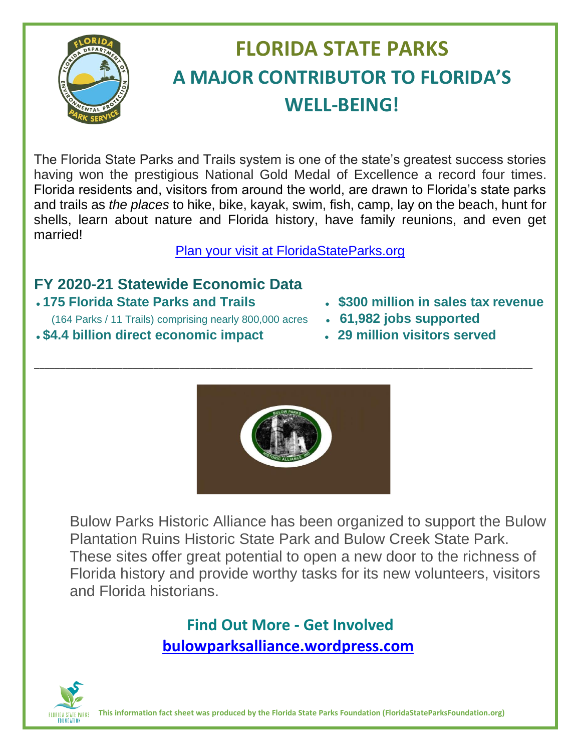# FLORIDA STATE PARKS
## A MAJOR CONTRIBUTOR TO FLORIDA'S WELL-BEING!

The Florida State Parks and Trails system is one of the state's greatest success stories having won the prestigious National Gold Medal of Excellence a record four times. Florida residents and, visitors from around the world, are drawn to Florida's state parks and trails as *the places* to hike, bike, kayak, swim, fish, camp, lay on the beach, hunt for shells, learn about nature and Florida history, have family reunions, and even get married!

Plan your visit at FloridaStateParks.org

### FY 2020-21 Statewide Economic Data

- **175 Florida State Parks and Trails**
  (164 Parks / 11 Trails) comprising nearly 800,000 acres
- **$4.4 billion direct economic impact**
- **$300 million in sales tax revenue**
- **61,982 jobs supported**
- **29 million visitors served**

---

Bulow Parks Historic Alliance has been organized to support the Bulow Plantation Ruins Historic State Park and Bulow Creek State Park. These sites offer great potential to open a new door to the richness of Florida history and provide worthy tasks for its new volunteers, visitors and Florida historians.

**Find Out More - Get Involved**

**bulowparksalliance.wordpress.com**

**This information fact sheet was produced by the Florida State Parks Foundation (FloridaStateParksFoundation.org)**